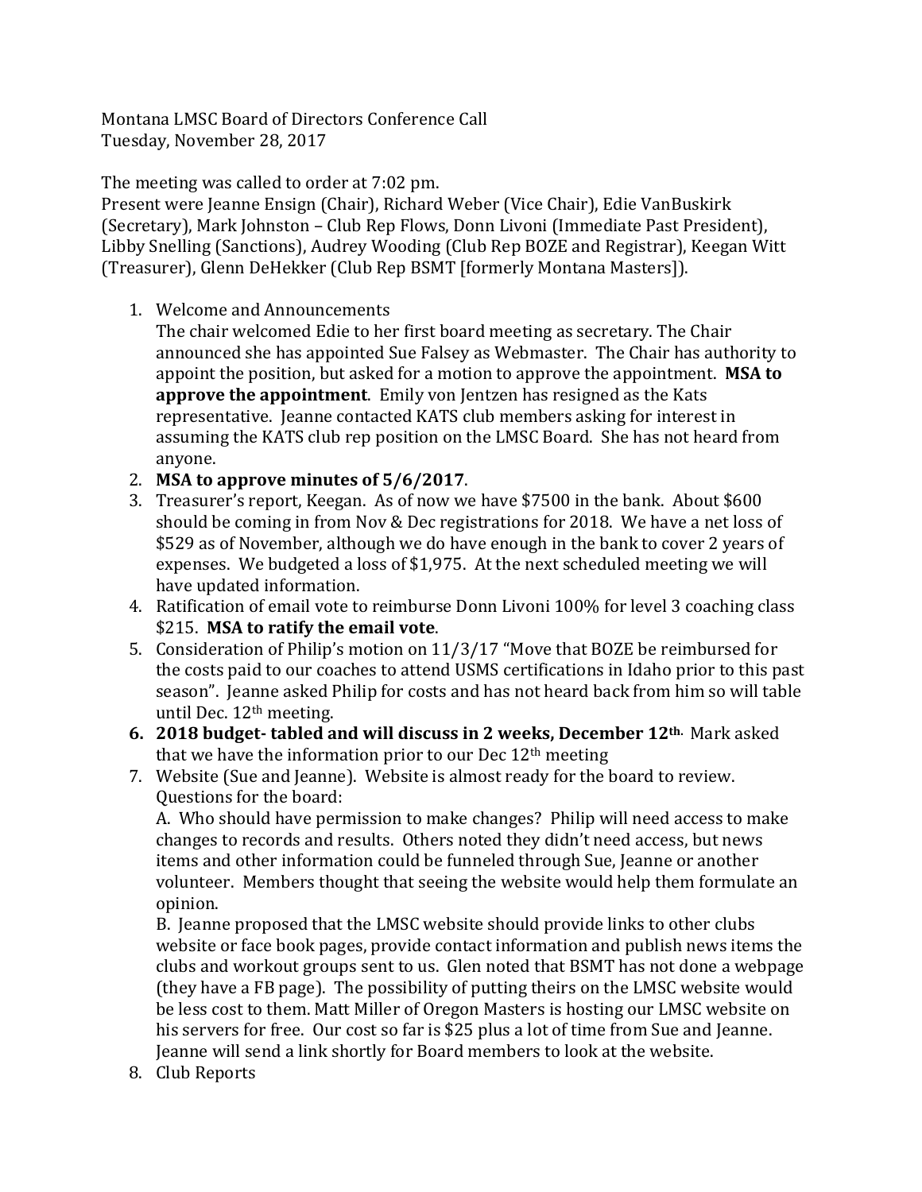Montana LMSC Board of Directors Conference Call
Tuesday, November 28, 2017

The meeting was called to order at 7:02 pm.
Present were Jeanne Ensign (Chair), Richard Weber (Vice Chair), Edie VanBuskirk (Secretary), Mark Johnston – Club Rep Flows, Donn Livoni (Immediate Past President), Libby Snelling (Sanctions), Audrey Wooding (Club Rep BOZE and Registrar), Keegan Witt (Treasurer), Glenn DeHekker (Club Rep BSMT [formerly Montana Masters]).

1. Welcome and Announcements
   The chair welcomed Edie to her first board meeting as secretary. The Chair announced she has appointed Sue Falsey as Webmaster. The Chair has authority to appoint the position, but asked for a motion to approve the appointment. **MSA to approve the appointment**. Emily von Jentzen has resigned as the Kats representative. Jeanne contacted KATS club members asking for interest in assuming the KATS club rep position on the LMSC Board. She has not heard from anyone.
2. **MSA to approve minutes of 5/6/2017**.
3. Treasurer's report, Keegan. As of now we have $7500 in the bank. About $600 should be coming in from Nov & Dec registrations for 2018. We have a net loss of $529 as of November, although we do have enough in the bank to cover 2 years of expenses. We budgeted a loss of $1,975. At the next scheduled meeting we will have updated information.
4. Ratification of email vote to reimburse Donn Livoni 100% for level 3 coaching class $215. **MSA to ratify the email vote**.
5. Consideration of Philip's motion on 11/3/17 "Move that BOZE be reimbursed for the costs paid to our coaches to attend USMS certifications in Idaho prior to this past season". Jeanne asked Philip for costs and has not heard back from him so will table until Dec. 12th meeting.
6. **2018 budget- tabled and will discuss in 2 weeks, December 12th.** Mark asked that we have the information prior to our Dec 12th meeting
7. Website (Sue and Jeanne). Website is almost ready for the board to review. Questions for the board:
   A. Who should have permission to make changes? Philip will need access to make changes to records and results. Others noted they didn't need access, but news items and other information could be funneled through Sue, Jeanne or another volunteer. Members thought that seeing the website would help them formulate an opinion.
   B. Jeanne proposed that the LMSC website should provide links to other clubs website or face book pages, provide contact information and publish news items the clubs and workout groups sent to us. Glen noted that BSMT has not done a webpage (they have a FB page). The possibility of putting theirs on the LMSC website would be less cost to them. Matt Miller of Oregon Masters is hosting our LMSC website on his servers for free. Our cost so far is $25 plus a lot of time from Sue and Jeanne. Jeanne will send a link shortly for Board members to look at the website.
8. Club Reports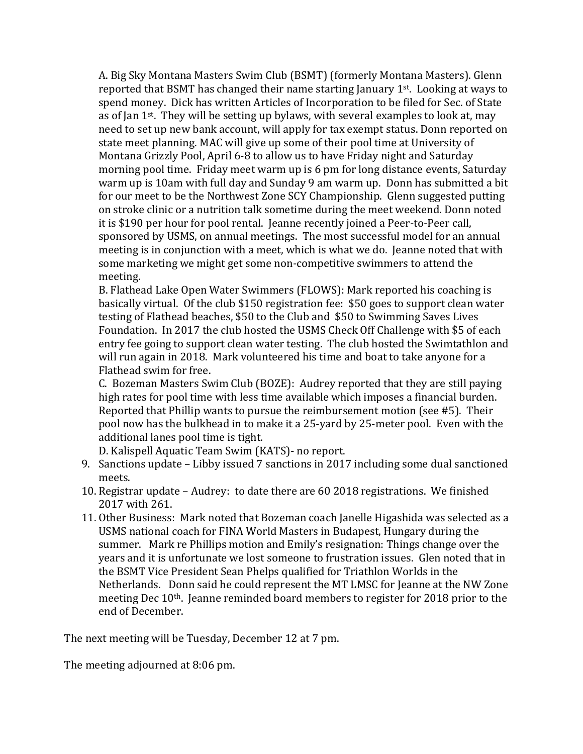A. Big Sky Montana Masters Swim Club (BSMT) (formerly Montana Masters). Glenn reported that BSMT has changed their name starting January 1st. Looking at ways to spend money. Dick has written Articles of Incorporation to be filed for Sec. of State as of Jan 1st. They will be setting up bylaws, with several examples to look at, may need to set up new bank account, will apply for tax exempt status. Donn reported on state meet planning. MAC will give up some of their pool time at University of Montana Grizzly Pool, April 6-8 to allow us to have Friday night and Saturday morning pool time. Friday meet warm up is 6 pm for long distance events, Saturday warm up is 10am with full day and Sunday 9 am warm up. Donn has submitted a bit for our meet to be the Northwest Zone SCY Championship. Glenn suggested putting on stroke clinic or a nutrition talk sometime during the meet weekend. Donn noted it is $190 per hour for pool rental. Jeanne recently joined a Peer-to-Peer call, sponsored by USMS, on annual meetings. The most successful model for an annual meeting is in conjunction with a meet, which is what we do. Jeanne noted that with some marketing we might get some non-competitive swimmers to attend the meeting.

B. Flathead Lake Open Water Swimmers (FLOWS): Mark reported his coaching is basically virtual. Of the club $150 registration fee: $50 goes to support clean water testing of Flathead beaches, $50 to the Club and $50 to Swimming Saves Lives Foundation. In 2017 the club hosted the USMS Check Off Challenge with $5 of each entry fee going to support clean water testing. The club hosted the Swimtathlon and will run again in 2018. Mark volunteered his time and boat to take anyone for a Flathead swim for free.

C. Bozeman Masters Swim Club (BOZE): Audrey reported that they are still paying high rates for pool time with less time available which imposes a financial burden. Reported that Phillip wants to pursue the reimbursement motion (see #5). Their pool now has the bulkhead in to make it a 25-yard by 25-meter pool. Even with the additional lanes pool time is tight.

D. Kalispell Aquatic Team Swim (KATS)- no report.

9. Sanctions update – Libby issued 7 sanctions in 2017 including some dual sanctioned meets.
10. Registrar update – Audrey: to date there are 60 2018 registrations. We finished 2017 with 261.
11. Other Business: Mark noted that Bozeman coach Janelle Higashida was selected as a USMS national coach for FINA World Masters in Budapest, Hungary during the summer. Mark re Phillips motion and Emily's resignation: Things change over the years and it is unfortunate we lost someone to frustration issues. Glen noted that in the BSMT Vice President Sean Phelps qualified for Triathlon Worlds in the Netherlands. Donn said he could represent the MT LMSC for Jeanne at the NW Zone meeting Dec 10th. Jeanne reminded board members to register for 2018 prior to the end of December.

The next meeting will be Tuesday, December 12 at 7 pm.

The meeting adjourned at 8:06 pm.